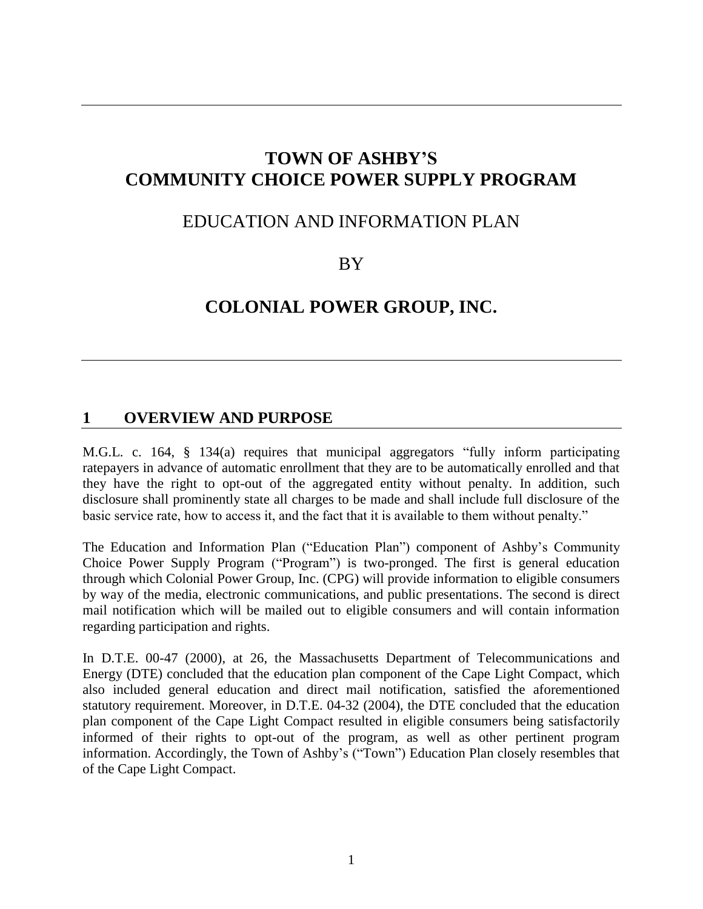# TOWN OF ASHBY'S COMMUNITY CHOICE POWER SUPPLY PROGRAM

## EDUCATION AND INFORMATION PLAN

## BY

## COLONIAL POWER GROUP, INC.

## 1 OVERVIEW AND PURPOSE

M.G.L. c. 164, § 134(a) requires that municipal aggregators "fully inform participating ratepayers in advance of automatic enrollment that they are to be automatically enrolled and that they have the right to opt-out of the aggregated entity without penalty. In addition, such disclosure shall prominently state all charges to be made and shall include full disclosure of the basic service rate, how to access it, and the fact that it is available to them without penalty."

The Education and Information Plan ("Education Plan") component of Ashby's Community Choice Power Supply Program ("Program") is two-pronged. The first is general education through which Colonial Power Group, Inc. (CPG) will provide information to eligible consumers by way of the media, electronic communications, and public presentations. The second is direct mail notification which will be mailed out to eligible consumers and will contain information regarding participation and rights.

In D.T.E. 00-47 (2000), at 26, the Massachusetts Department of Telecommunications and Energy (DTE) concluded that the education plan component of the Cape Light Compact, which also included general education and direct mail notification, satisfied the aforementioned statutory requirement. Moreover, in D.T.E. 04-32 (2004), the DTE concluded that the education plan component of the Cape Light Compact resulted in eligible consumers being satisfactorily informed of their rights to opt-out of the program, as well as other pertinent program information. Accordingly, the Town of Ashby's ("Town") Education Plan closely resembles that of the Cape Light Compact.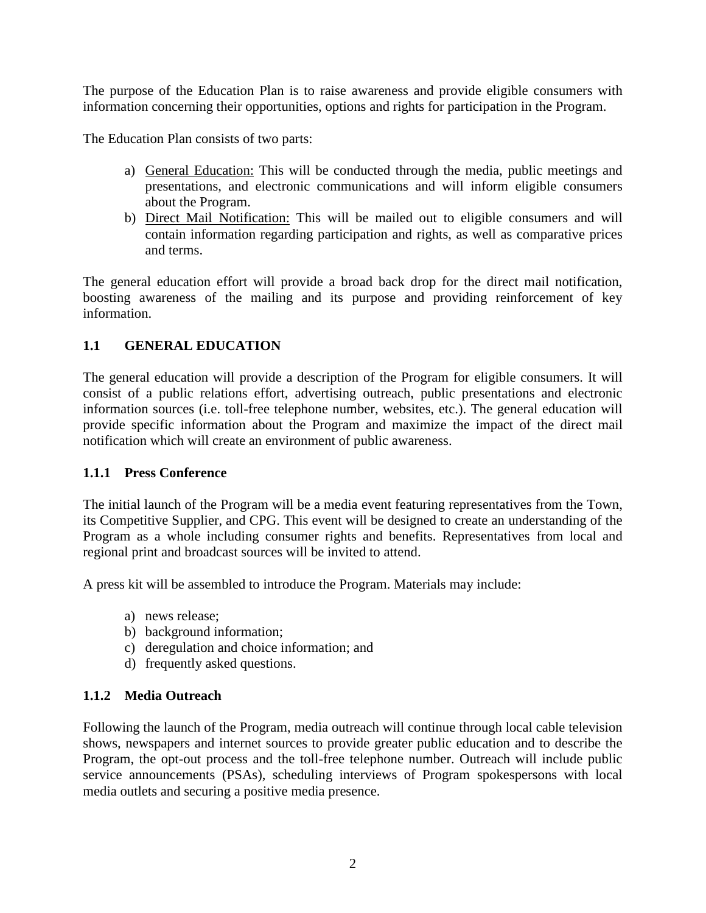The purpose of the Education Plan is to raise awareness and provide eligible consumers with information concerning their opportunities, options and rights for participation in the Program.

The Education Plan consists of two parts:

a) General Education: This will be conducted through the media, public meetings and presentations, and electronic communications and will inform eligible consumers about the Program.
b) Direct Mail Notification: This will be mailed out to eligible consumers and will contain information regarding participation and rights, as well as comparative prices and terms.

The general education effort will provide a broad back drop for the direct mail notification, boosting awareness of the mailing and its purpose and providing reinforcement of key information.

## 1.1 GENERAL EDUCATION

The general education will provide a description of the Program for eligible consumers. It will consist of a public relations effort, advertising outreach, public presentations and electronic information sources (i.e. toll-free telephone number, websites, etc.). The general education will provide specific information about the Program and maximize the impact of the direct mail notification which will create an environment of public awareness.

### 1.1.1 Press Conference

The initial launch of the Program will be a media event featuring representatives from the Town, its Competitive Supplier, and CPG. This event will be designed to create an understanding of the Program as a whole including consumer rights and benefits. Representatives from local and regional print and broadcast sources will be invited to attend.

A press kit will be assembled to introduce the Program. Materials may include:

a) news release;
b) background information;
c) deregulation and choice information; and
d) frequently asked questions.

### 1.1.2 Media Outreach

Following the launch of the Program, media outreach will continue through local cable television shows, newspapers and internet sources to provide greater public education and to describe the Program, the opt-out process and the toll-free telephone number. Outreach will include public service announcements (PSAs), scheduling interviews of Program spokespersons with local media outlets and securing a positive media presence.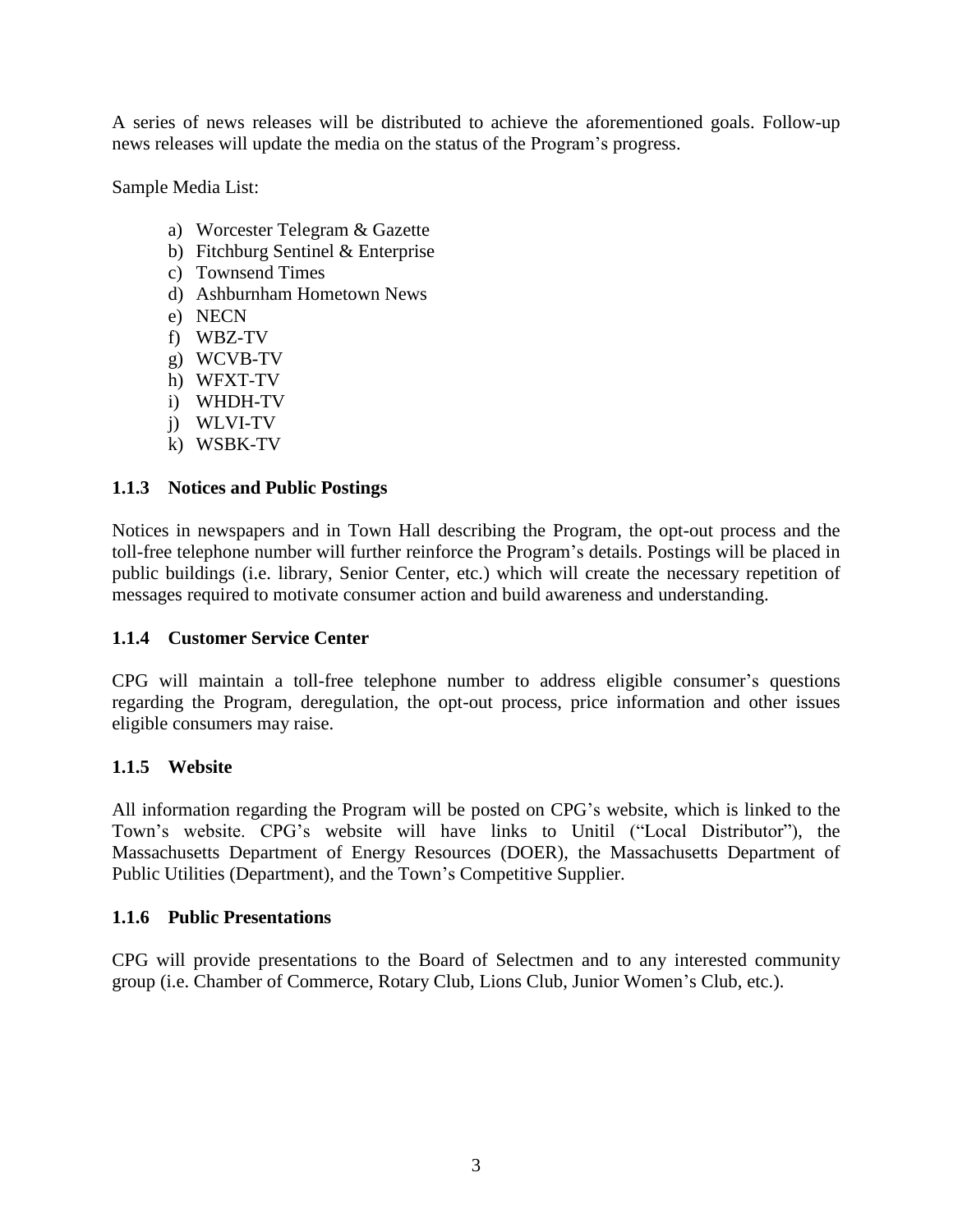A series of news releases will be distributed to achieve the aforementioned goals. Follow-up news releases will update the media on the status of the Program's progress.

Sample Media List:

a) Worcester Telegram & Gazette
b) Fitchburg Sentinel & Enterprise
c) Townsend Times
d) Ashburnham Hometown News
e) NECN
f) WBZ-TV
g) WCVB-TV
h) WFXT-TV
i) WHDH-TV
j) WLVI-TV
k) WSBK-TV

### 1.1.3 Notices and Public Postings

Notices in newspapers and in Town Hall describing the Program, the opt-out process and the toll-free telephone number will further reinforce the Program's details. Postings will be placed in public buildings (i.e. library, Senior Center, etc.) which will create the necessary repetition of messages required to motivate consumer action and build awareness and understanding.

### 1.1.4 Customer Service Center

CPG will maintain a toll-free telephone number to address eligible consumer's questions regarding the Program, deregulation, the opt-out process, price information and other issues eligible consumers may raise.

### 1.1.5 Website

All information regarding the Program will be posted on CPG's website, which is linked to the Town's website. CPG's website will have links to Unitil ("Local Distributor"), the Massachusetts Department of Energy Resources (DOER), the Massachusetts Department of Public Utilities (Department), and the Town's Competitive Supplier.

### 1.1.6 Public Presentations

CPG will provide presentations to the Board of Selectmen and to any interested community group (i.e. Chamber of Commerce, Rotary Club, Lions Club, Junior Women's Club, etc.).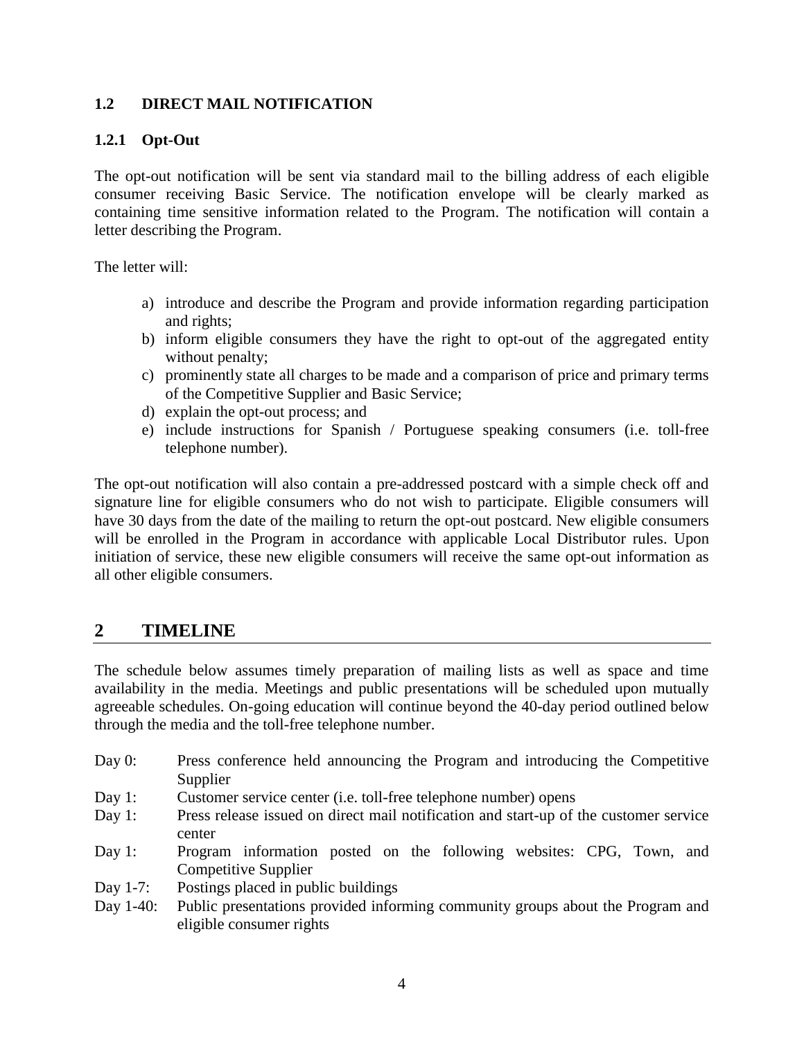### 1.2 DIRECT MAIL NOTIFICATION

#### 1.2.1 Opt-Out

The opt-out notification will be sent via standard mail to the billing address of each eligible consumer receiving Basic Service. The notification envelope will be clearly marked as containing time sensitive information related to the Program. The notification will contain a letter describing the Program.

The letter will:

a) introduce and describe the Program and provide information regarding participation and rights;
b) inform eligible consumers they have the right to opt-out of the aggregated entity without penalty;
c) prominently state all charges to be made and a comparison of price and primary terms of the Competitive Supplier and Basic Service;
d) explain the opt-out process; and
e) include instructions for Spanish / Portuguese speaking consumers (i.e. toll-free telephone number).

The opt-out notification will also contain a pre-addressed postcard with a simple check off and signature line for eligible consumers who do not wish to participate. Eligible consumers will have 30 days from the date of the mailing to return the opt-out postcard. New eligible consumers will be enrolled in the Program in accordance with applicable Local Distributor rules. Upon initiation of service, these new eligible consumers will receive the same opt-out information as all other eligible consumers.

## 2 TIMELINE

The schedule below assumes timely preparation of mailing lists as well as space and time availability in the media. Meetings and public presentations will be scheduled upon mutually agreeable schedules. On-going education will continue beyond the 40-day period outlined below through the media and the toll-free telephone number.

Day 0: Press conference held announcing the Program and introducing the Competitive Supplier
Day 1: Customer service center (i.e. toll-free telephone number) opens
Day 1: Press release issued on direct mail notification and start-up of the customer service center
Day 1: Program information posted on the following websites: CPG, Town, and Competitive Supplier
Day 1-7: Postings placed in public buildings
Day 1-40: Public presentations provided informing community groups about the Program and eligible consumer rights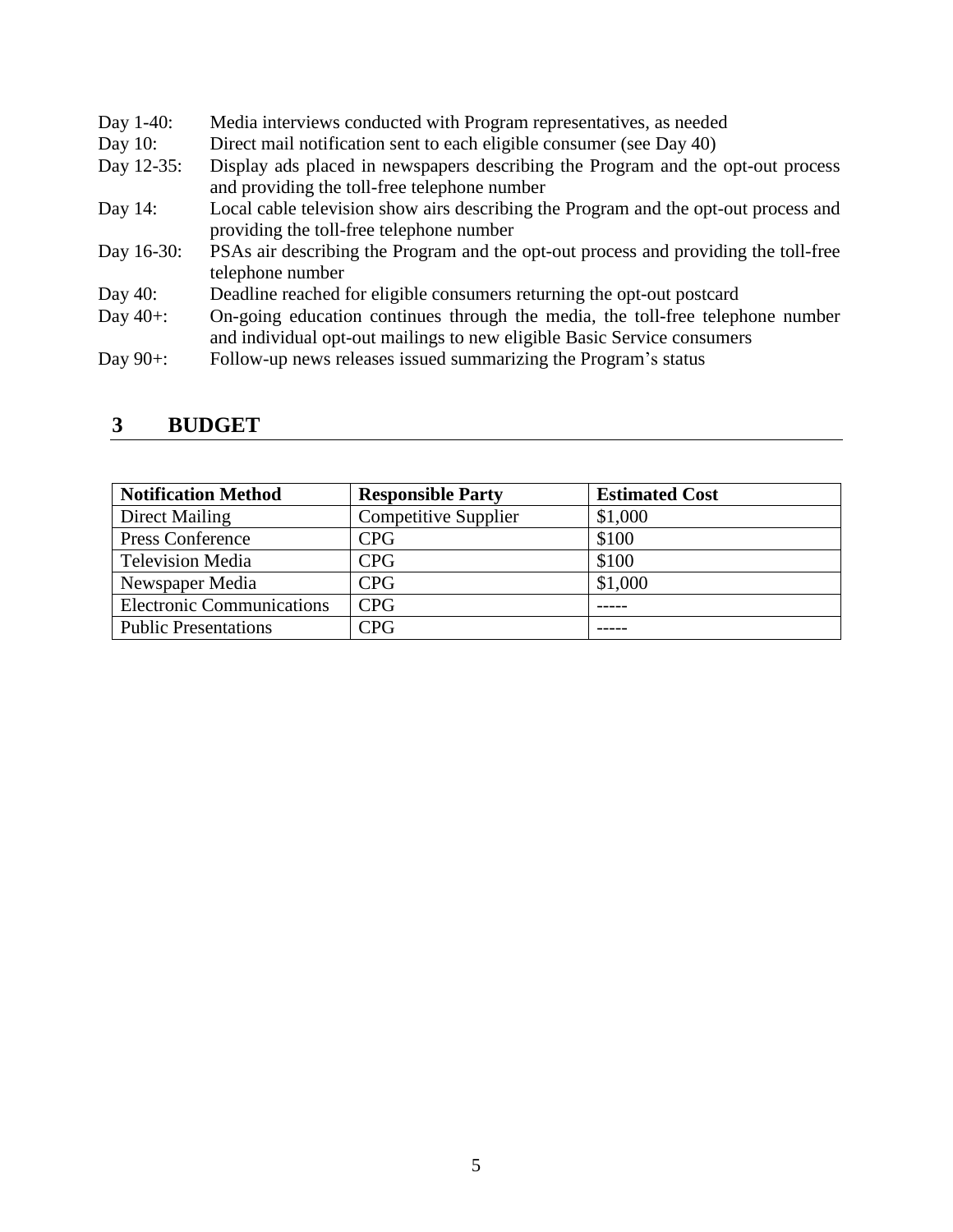Day 1-40: Media interviews conducted with Program representatives, as needed

Day 10: Direct mail notification sent to each eligible consumer (see Day 40)

Day 12-35: Display ads placed in newspapers describing the Program and the opt-out process and providing the toll-free telephone number

Day 14: Local cable television show airs describing the Program and the opt-out process and providing the toll-free telephone number

Day 16-30: PSAs air describing the Program and the opt-out process and providing the toll-free telephone number

Day 40: Deadline reached for eligible consumers returning the opt-out postcard

Day 40+: On-going education continues through the media, the toll-free telephone number and individual opt-out mailings to new eligible Basic Service consumers

Day 90+: Follow-up news releases issued summarizing the Program's status

## 3 BUDGET

| Notification Method | Responsible Party | Estimated Cost |
|---|---|---|
| Direct Mailing | Competitive Supplier | $1,000 |
| Press Conference | CPG | $100 |
| Television Media | CPG | $100 |
| Newspaper Media | CPG | $1,000 |
| Electronic Communications | CPG | ----- |
| Public Presentations | CPG | ----- |